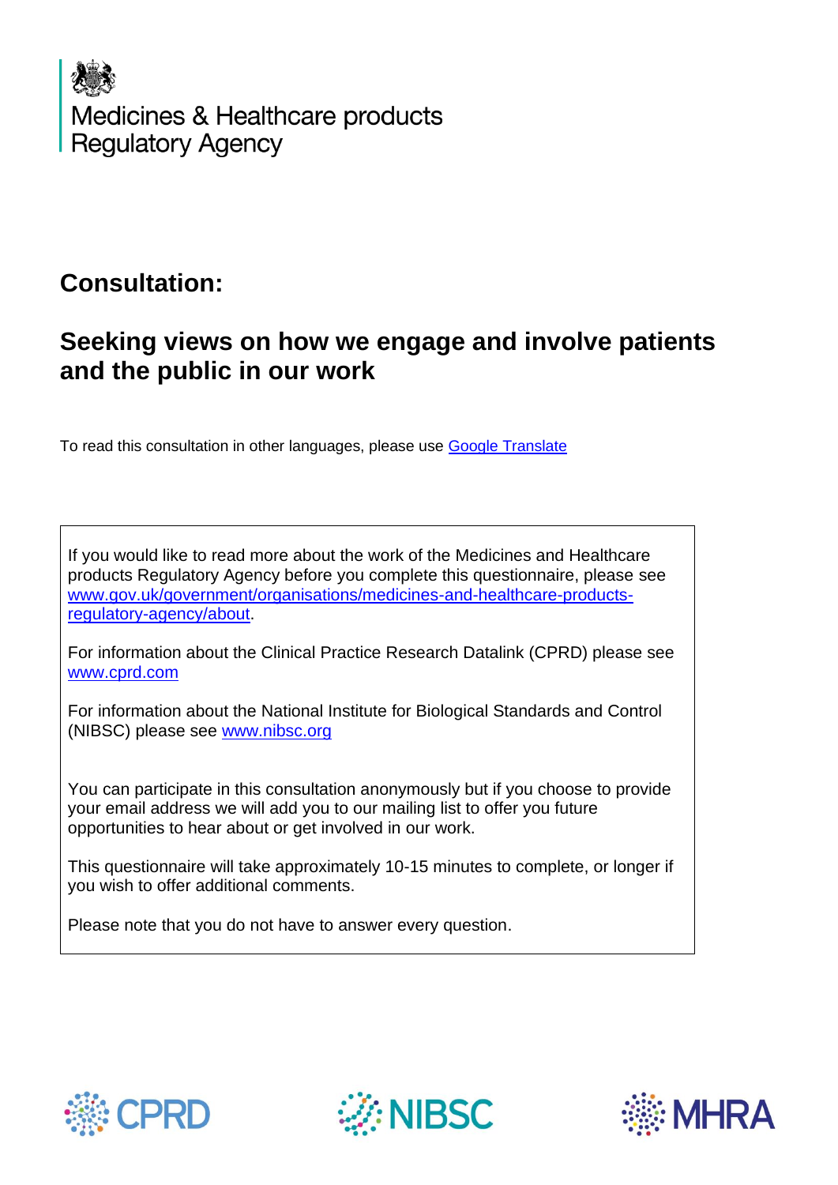Medicines & Healthcare products Regulatory Agency

# Consultation:

## Seeking views on how we engage and involve patients and the public in our work

To read this consultation in other languages, please use Google Translate

If you would like to read more about the work of the Medicines and Healthcare products Regulatory Agency before you complete this questionnaire, please see www.gov.uk/government/organisations/medicines-and-healthcare-products-regulatory-agency/about.

For information about the Clinical Practice Research Datalink (CPRD) please see www.cprd.com

For information about the National Institute for Biological Standards and Control (NIBSC) please see www.nibsc.org

You can participate in this consultation anonymously but if you choose to provide your email address we will add you to our mailing list to offer you future opportunities to hear about or get involved in our work.

This questionnaire will take approximately 10-15 minutes to complete, or longer if you wish to offer additional comments.

Please note that you do not have to answer every question.

CPRD NIBSC MHRA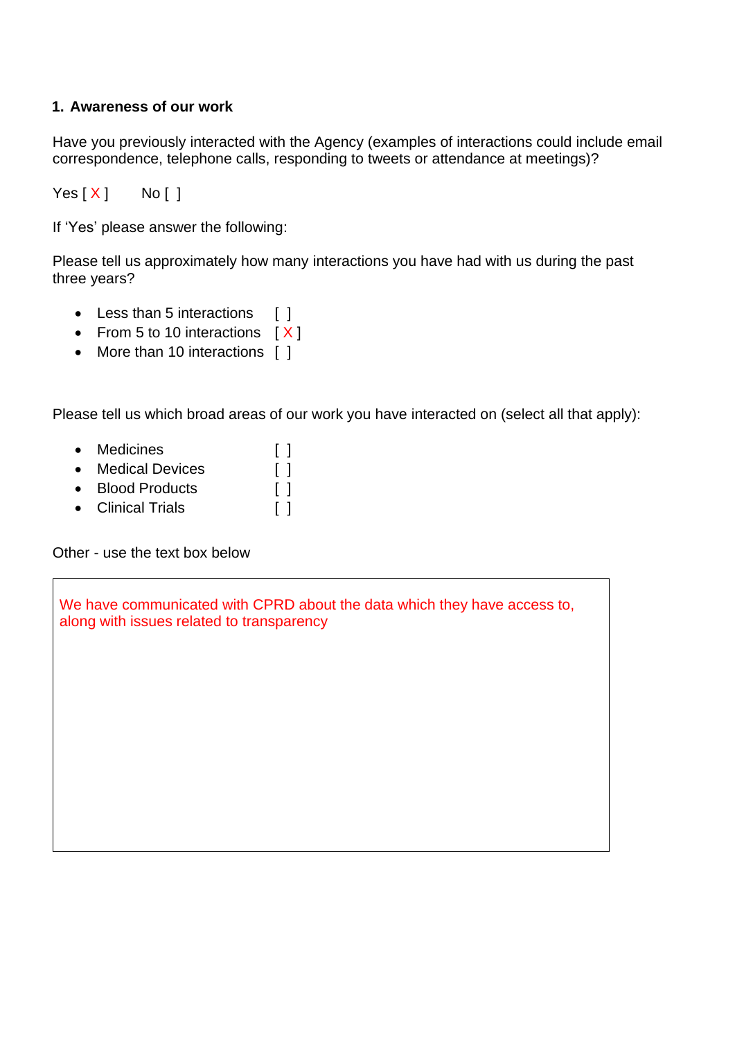## 1. Awareness of our work

Have you previously interacted with the Agency (examples of interactions could include email correspondence, telephone calls, responding to tweets or attendance at meetings)?

Yes [ X ]     No [ ]

If 'Yes' please answer the following:

Please tell us approximately how many interactions you have had with us during the past three years?

- Less than 5 interactions [ ]
- From 5 to 10 interactions [ X ]
- More than 10 interactions [ ]

Please tell us which broad areas of our work you have interacted on (select all that apply):

- Medicines [ ]
- Medical Devices [ ]
- Blood Products [ ]
- Clinical Trials [ ]

Other - use the text box below

We have communicated with CPRD about the data which they have access to, along with issues related to transparency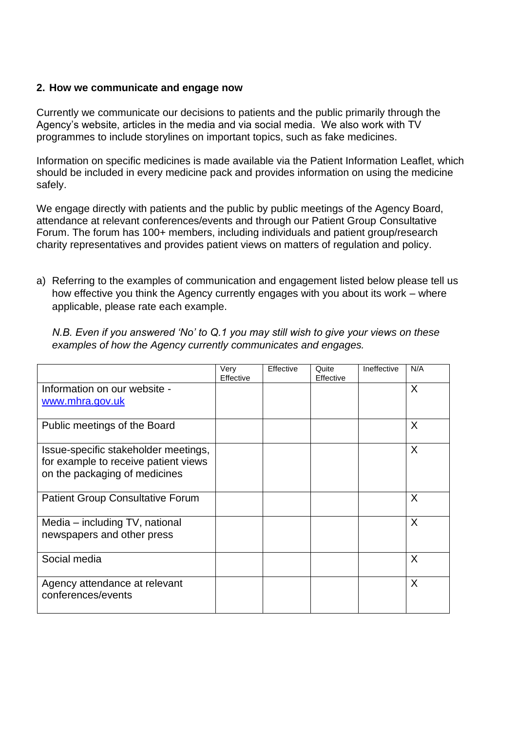## 2. How we communicate and engage now

Currently we communicate our decisions to patients and the public primarily through the Agency's website, articles in the media and via social media. We also work with TV programmes to include storylines on important topics, such as fake medicines.

Information on specific medicines is made available via the Patient Information Leaflet, which should be included in every medicine pack and provides information on using the medicine safely.

We engage directly with patients and the public by public meetings of the Agency Board, attendance at relevant conferences/events and through our Patient Group Consultative Forum. The forum has 100+ members, including individuals and patient group/research charity representatives and provides patient views on matters of regulation and policy.

a) Referring to the examples of communication and engagement listed below please tell us how effective you think the Agency currently engages with you about its work – where applicable, please rate each example.

   *N.B. Even if you answered 'No' to Q.1 you may still wish to give your views on these examples of how the Agency currently communicates and engages.*

| | Very Effective | Effective | Quite Effective | Ineffective | N/A |
|---|---|---|---|---|---|
| Information on our website - www.mhra.gov.uk | | | | | X |
| Public meetings of the Board | | | | | X |
| Issue-specific stakeholder meetings, for example to receive patient views on the packaging of medicines | | | | | X |
| Patient Group Consultative Forum | | | | | X |
| Media – including TV, national newspapers and other press | | | | | X |
| Social media | | | | | X |
| Agency attendance at relevant conferences/events | | | | | X |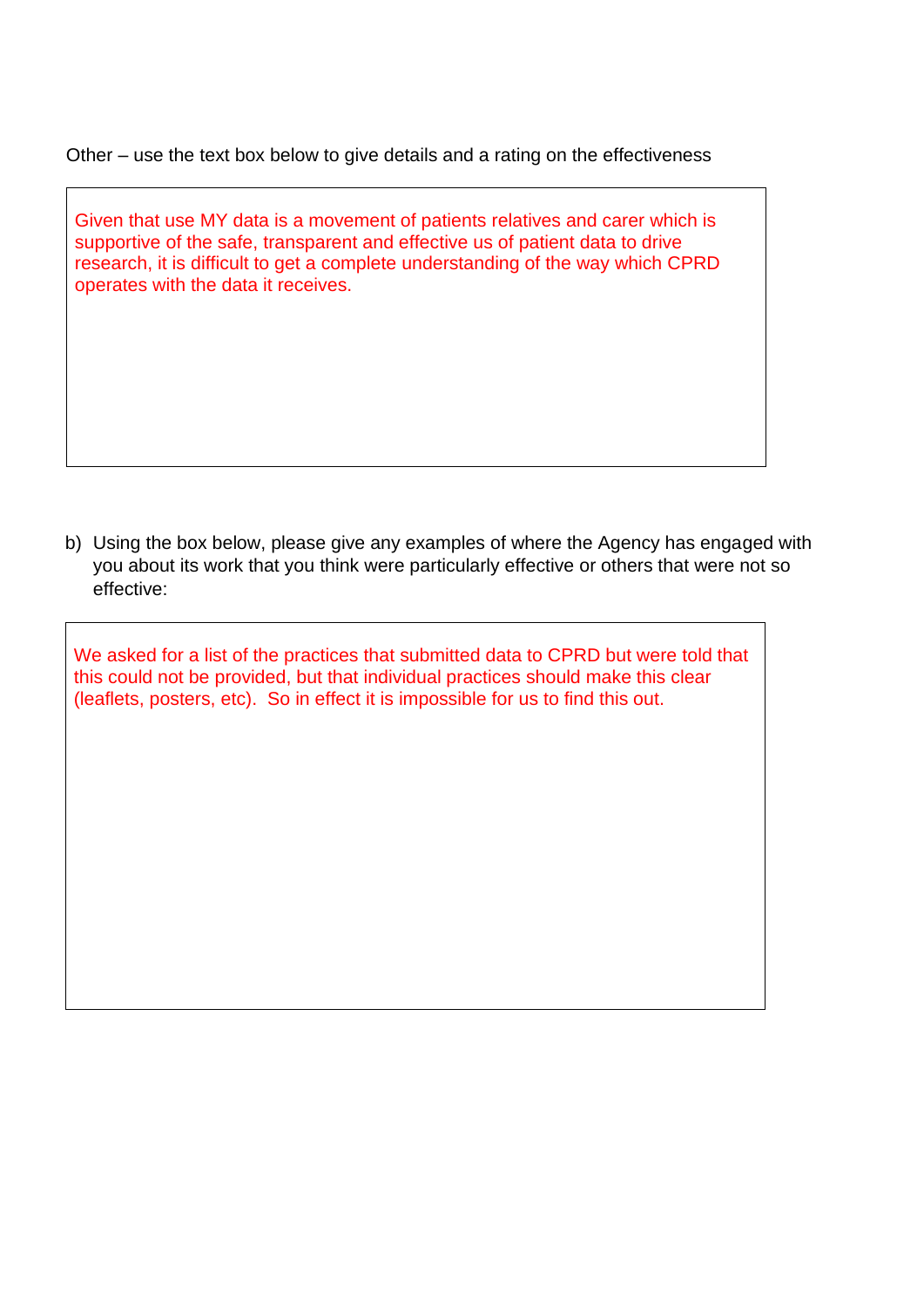Other – use the text box below to give details and a rating on the effectiveness

> Given that use MY data is a movement of patients relatives and carer which is supportive of the safe, transparent and effective us of patient data to drive research, it is difficult to get a complete understanding of the way which CPRD operates with the data it receives.

b) Using the box below, please give any examples of where the Agency has engaged with you about its work that you think were particularly effective or others that were not so effective:

> We asked for a list of the practices that submitted data to CPRD but were told that this could not be provided, but that individual practices should make this clear (leaflets, posters, etc). So in effect it is impossible for us to find this out.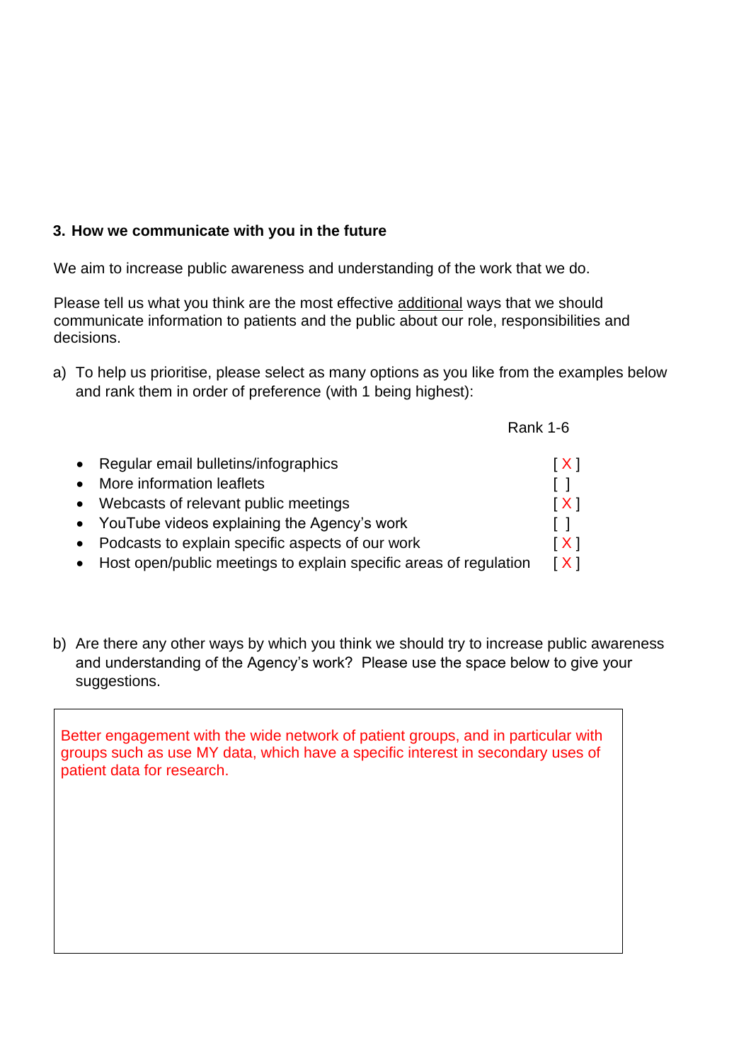### 3. How we communicate with you in the future

We aim to increase public awareness and understanding of the work that we do.

Please tell us what you think are the most effective additional ways that we should communicate information to patients and the public about our role, responsibilities and decisions.

a) To help us prioritise, please select as many options as you like from the examples below and rank them in order of preference (with 1 being highest):

| | Rank 1-6 |
|---|---|
| • Regular email bulletins/infographics | [ X ] |
| • More information leaflets | [ ] |
| • Webcasts of relevant public meetings | [ X ] |
| • YouTube videos explaining the Agency's work | [ ] |
| • Podcasts to explain specific aspects of our work | [ X ] |
| • Host open/public meetings to explain specific areas of regulation | [ X ] |

b) Are there any other ways by which you think we should try to increase public awareness and understanding of the Agency's work? Please use the space below to give your suggestions.

Better engagement with the wide network of patient groups, and in particular with groups such as use MY data, which have a specific interest in secondary uses of patient data for research.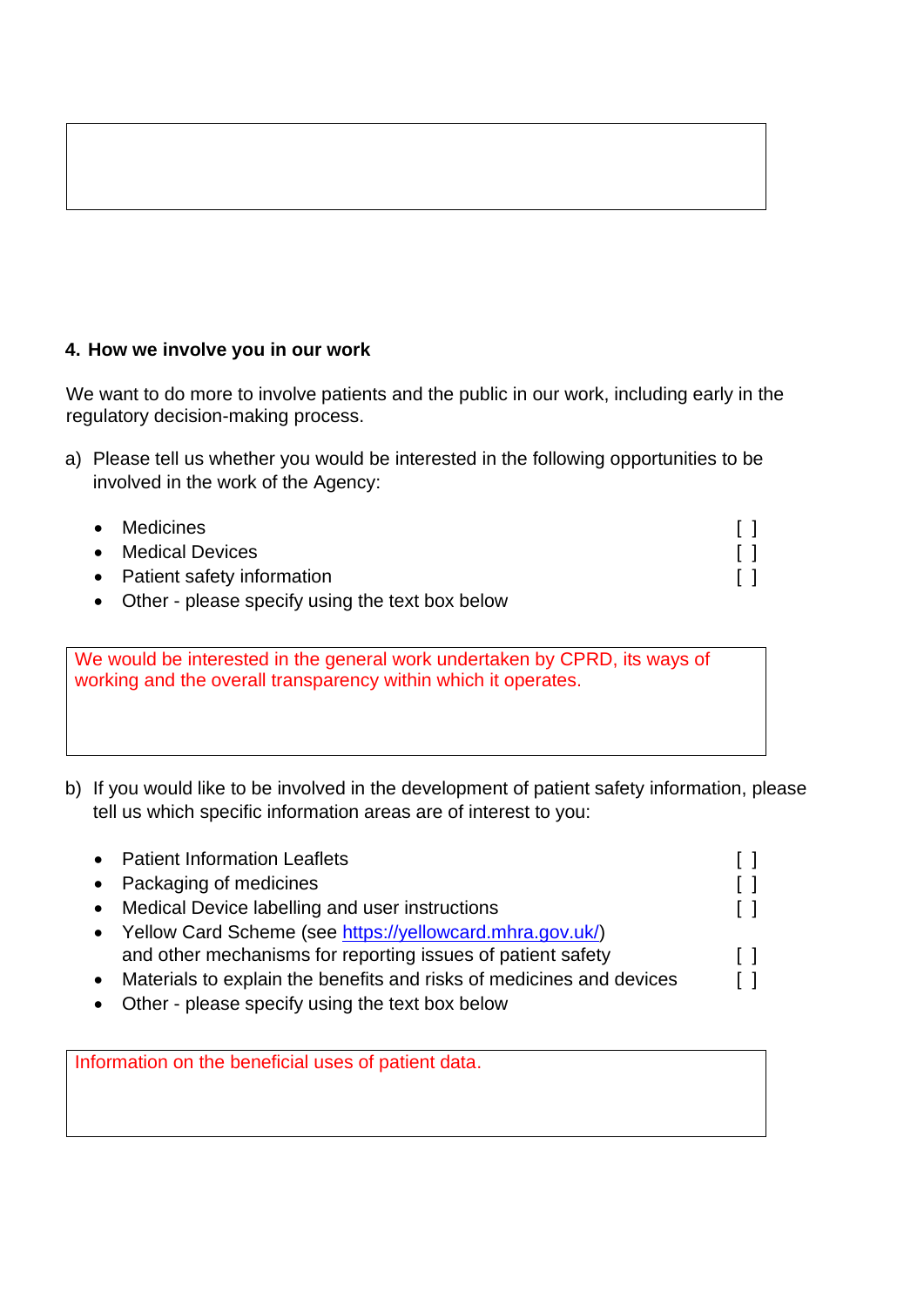## 4. How we involve you in our work

We want to do more to involve patients and the public in our work, including early in the regulatory decision-making process.

a) Please tell us whether you would be interested in the following opportunities to be involved in the work of the Agency:

- Medicines [ ]
- Medical Devices [ ]
- Patient safety information [ ]
- Other - please specify using the text box below

> We would be interested in the general work undertaken by CPRD, its ways of working and the overall transparency within which it operates.

b) If you would like to be involved in the development of patient safety information, please tell us which specific information areas are of interest to you:

- Patient Information Leaflets [ ]
- Packaging of medicines [ ]
- Medical Device labelling and user instructions [ ]
- Yellow Card Scheme (see https://yellowcard.mhra.gov.uk/) and other mechanisms for reporting issues of patient safety [ ]
- Materials to explain the benefits and risks of medicines and devices [ ]
- Other - please specify using the text box below

> Information on the beneficial uses of patient data.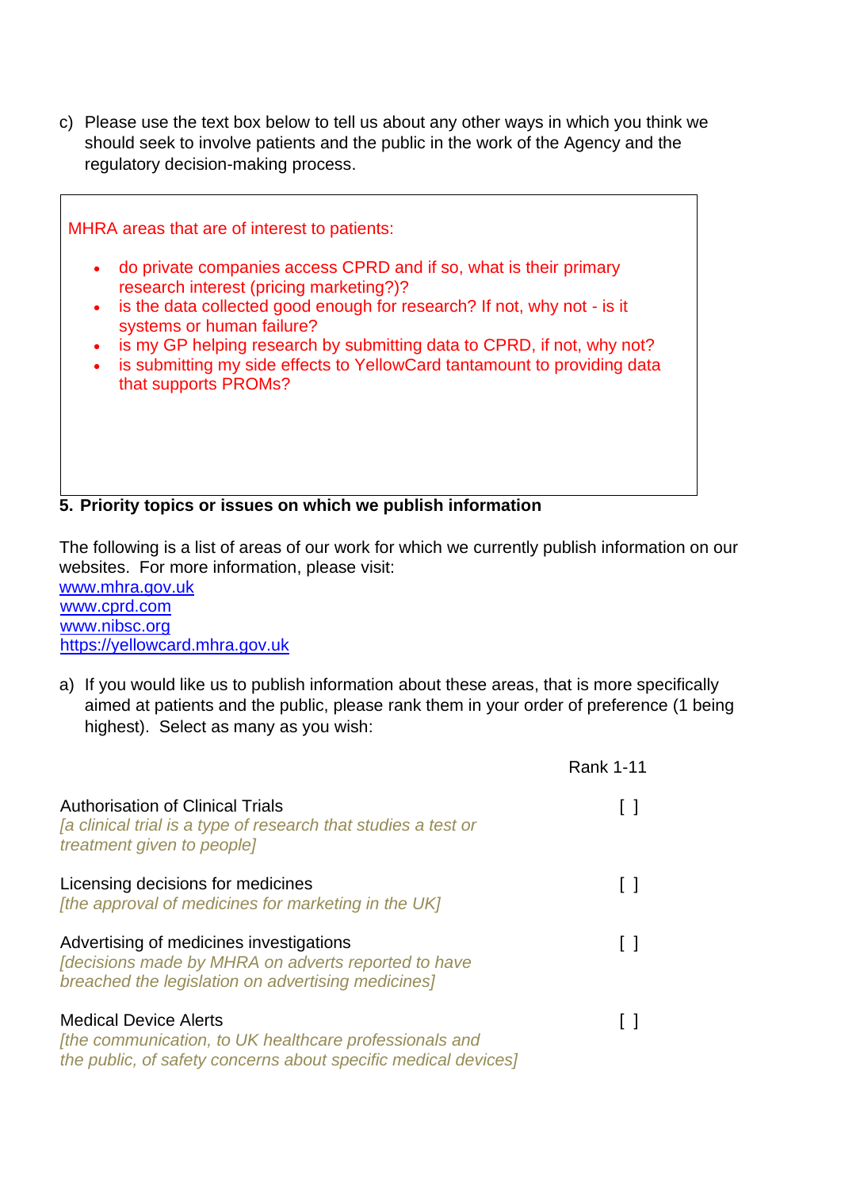c) Please use the text box below to tell us about any other ways in which you think we should seek to involve patients and the public in the work of the Agency and the regulatory decision-making process.

MHRA areas that are of interest to patients:

- do private companies access CPRD and if so, what is their primary research interest (pricing marketing?)?
- is the data collected good enough for research? If not, why not - is it systems or human failure?
- is my GP helping research by submitting data to CPRD, if not, why not?
- is submitting my side effects to YellowCard tantamount to providing data that supports PROMs?

## 5. Priority topics or issues on which we publish information

The following is a list of areas of our work for which we currently publish information on our websites. For more information, please visit:
www.mhra.gov.uk
www.cprd.com
www.nibsc.org
https://yellowcard.mhra.gov.uk

a) If you would like us to publish information about these areas, that is more specifically aimed at patients and the public, please rank them in your order of preference (1 being highest). Select as many as you wish:

| | Rank 1-11 |
|---|---|
| Authorisation of Clinical Trials<br>*[a clinical trial is a type of research that studies a test or treatment given to people]* | [ ] |
| Licensing decisions for medicines<br>*[the approval of medicines for marketing in the UK]* | [ ] |
| Advertising of medicines investigations<br>*[decisions made by MHRA on adverts reported to have breached the legislation on advertising medicines]* | [ ] |
| Medical Device Alerts<br>*[the communication, to UK healthcare professionals and the public, of safety concerns about specific medical devices]* | [ ] |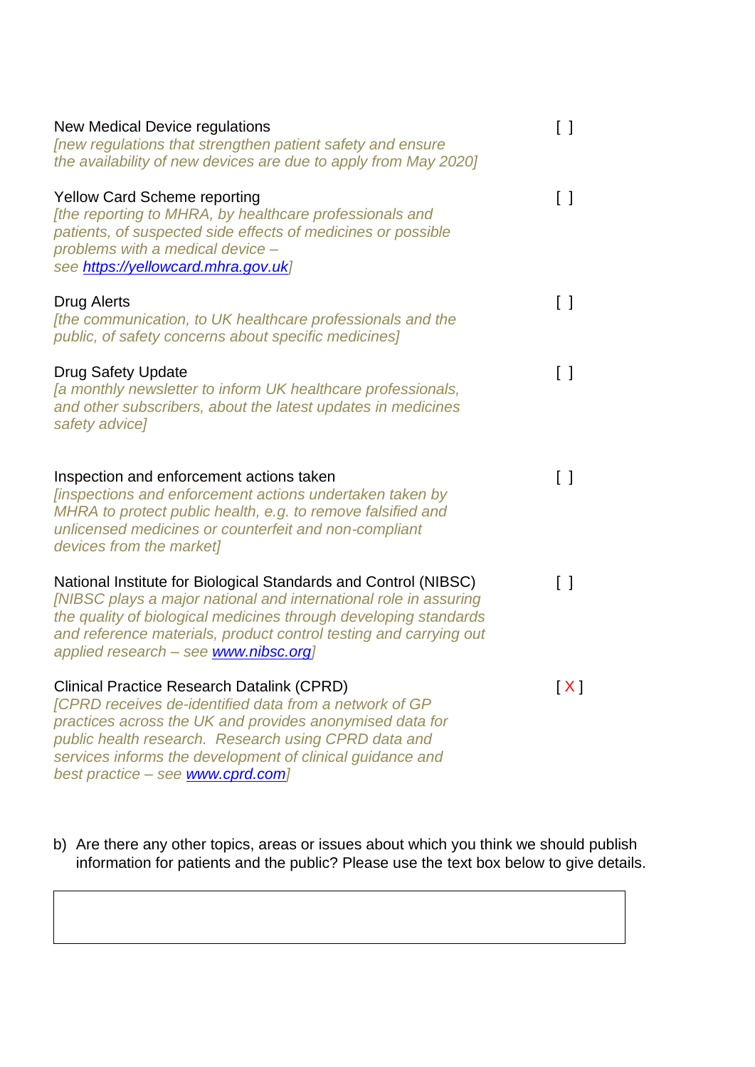New Medical Device regulations [ ]
*[new regulations that strengthen patient safety and ensure the availability of new devices are due to apply from May 2020]*

Yellow Card Scheme reporting [ ]
*[the reporting to MHRA, by healthcare professionals and patients, of suspected side effects of medicines or possible problems with a medical device – see [https://yellowcard.mhra.gov.uk](https://yellowcard.mhra.gov.uk)]*

Drug Alerts [ ]
*[the communication, to UK healthcare professionals and the public, of safety concerns about specific medicines]*

Drug Safety Update [ ]
*[a monthly newsletter to inform UK healthcare professionals, and other subscribers, about the latest updates in medicines safety advice]*

Inspection and enforcement actions taken [ ]
*[inspections and enforcement actions undertaken taken by MHRA to protect public health, e.g. to remove falsified and unlicensed medicines or counterfeit and non-compliant devices from the market]*

National Institute for Biological Standards and Control (NIBSC) [ ]
*[NIBSC plays a major national and international role in assuring the quality of biological medicines through developing standards and reference materials, product control testing and carrying out applied research – see [www.nibsc.org](http://www.nibsc.org)]*

Clinical Practice Research Datalink (CPRD) [ X ]
*[CPRD receives de-identified data from a network of GP practices across the UK and provides anonymised data for public health research. Research using CPRD data and services informs the development of clinical guidance and best practice – see [www.cprd.com](http://www.cprd.com)]*

b) Are there any other topics, areas or issues about which you think we should publish information for patients and the public? Please use the text box below to give details.

| |
|---|
| |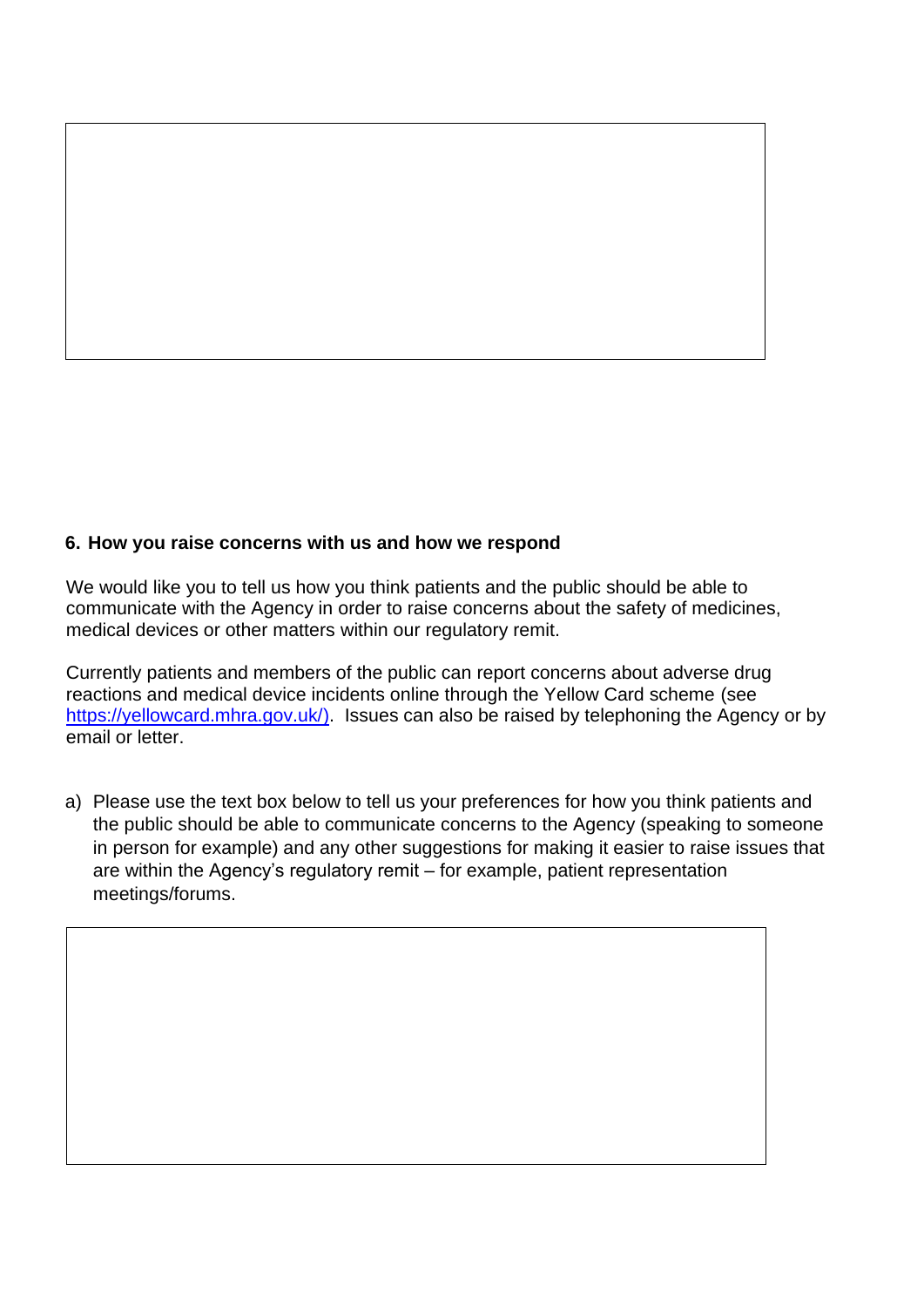### 6. How you raise concerns with us and how we respond

We would like you to tell us how you think patients and the public should be able to communicate with the Agency in order to raise concerns about the safety of medicines, medical devices or other matters within our regulatory remit.

Currently patients and members of the public can report concerns about adverse drug reactions and medical device incidents online through the Yellow Card scheme (see https://yellowcard.mhra.gov.uk/). Issues can also be raised by telephoning the Agency or by email or letter.

a) Please use the text box below to tell us your preferences for how you think patients and the public should be able to communicate concerns to the Agency (speaking to someone in person for example) and any other suggestions for making it easier to raise issues that are within the Agency's regulatory remit – for example, patient representation meetings/forums.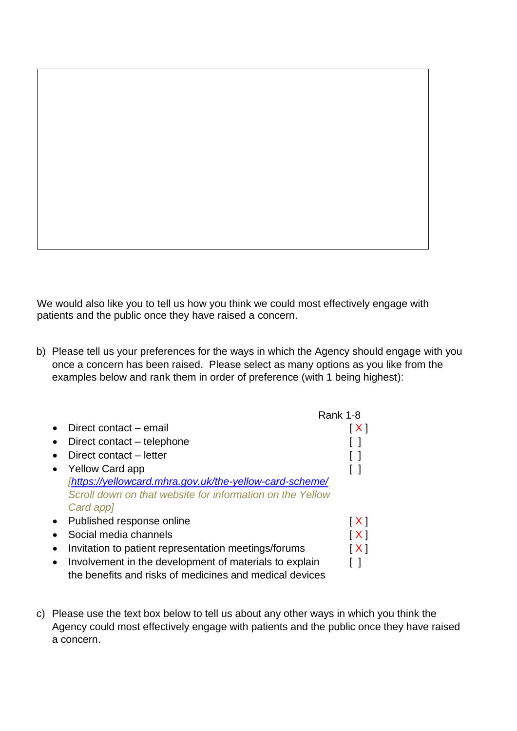We would also like you to tell us how you think we could most effectively engage with patients and the public once they have raised a concern.

b) Please tell us your preferences for the ways in which the Agency should engage with you once a concern has been raised. Please select as many options as you like from the examples below and rank them in order of preference (with 1 being highest):

| | Rank 1-8 |
|---|---|
| • Direct contact – email | [ X ] |
| • Direct contact – telephone | [ ] |
| • Direct contact – letter | [ ] |
| • Yellow Card app *[https://yellowcard.mhra.gov.uk/the-yellow-card-scheme/ Scroll down on that website for information on the Yellow Card app]* | [ ] |
| • Published response online | [ X ] |
| • Social media channels | [ X ] |
| • Invitation to patient representation meetings/forums | [ X ] |
| • Involvement in the development of materials to explain the benefits and risks of medicines and medical devices | [ ] |

c) Please use the text box below to tell us about any other ways in which you think the Agency could most effectively engage with patients and the public once they have raised a concern.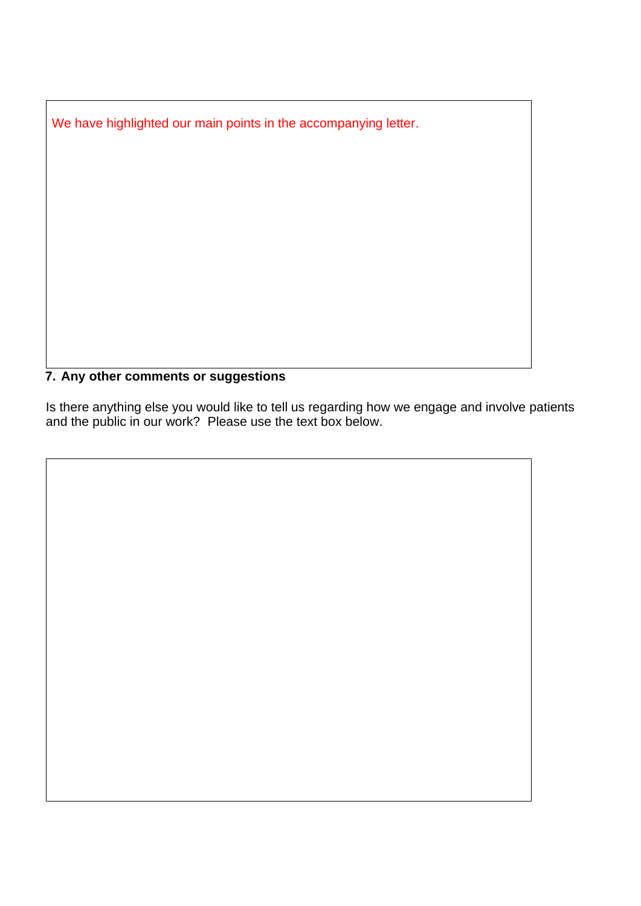We have highlighted our main points in the accompanying letter.

**7. Any other comments or suggestions**

Is there anything else you would like to tell us regarding how we engage and involve patients and the public in our work? Please use the text box below.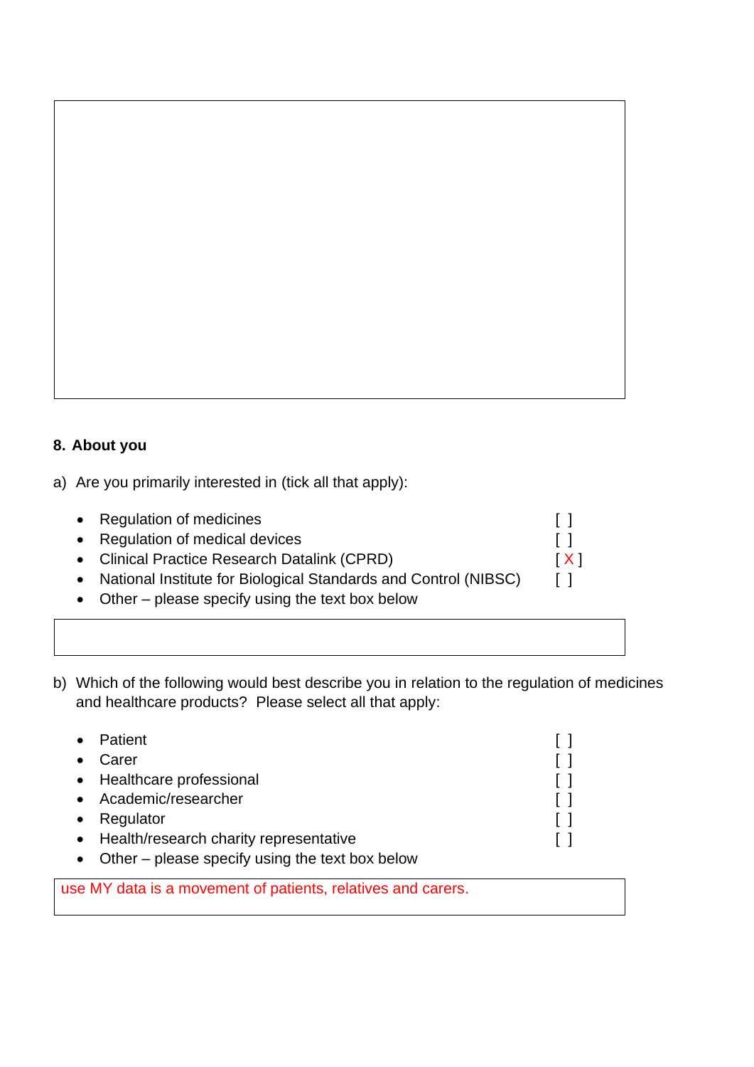## 8. About you

a) Are you primarily interested in (tick all that apply):

- Regulation of medicines [ ]
- Regulation of medical devices [ ]
- Clinical Practice Research Datalink (CPRD) [ X ]
- National Institute for Biological Standards and Control (NIBSC) [ ]
- Other – please specify using the text box below

b) Which of the following would best describe you in relation to the regulation of medicines and healthcare products? Please select all that apply:

- Patient [ ]
- Carer [ ]
- Healthcare professional [ ]
- Academic/researcher [ ]
- Regulator [ ]
- Health/research charity representative [ ]
- Other – please specify using the text box below

use MY data is a movement of patients, relatives and carers.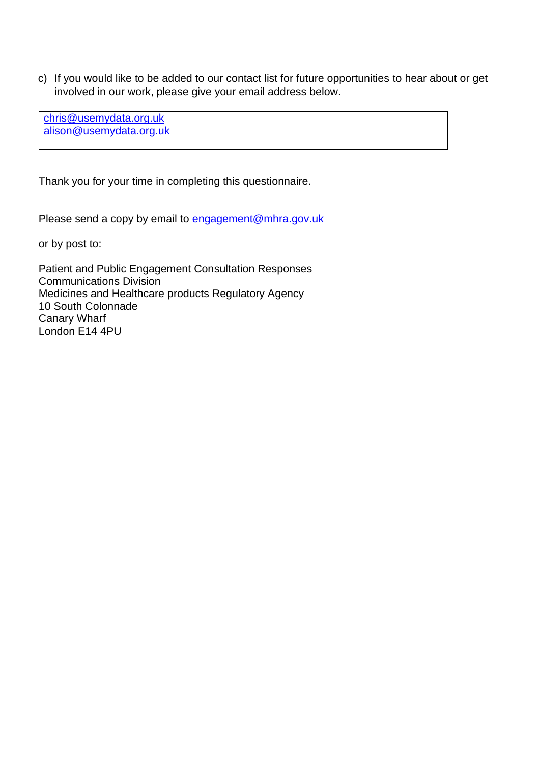c) If you would like to be added to our contact list for future opportunities to hear about or get involved in our work, please give your email address below.

| |
|---|
| chris@usemydata.org.uk<br>alison@usemydata.org.uk |

Thank you for your time in completing this questionnaire.

Please send a copy by email to engagement@mhra.gov.uk

or by post to:

Patient and Public Engagement Consultation Responses
Communications Division
Medicines and Healthcare products Regulatory Agency
10 South Colonnade
Canary Wharf
London E14 4PU